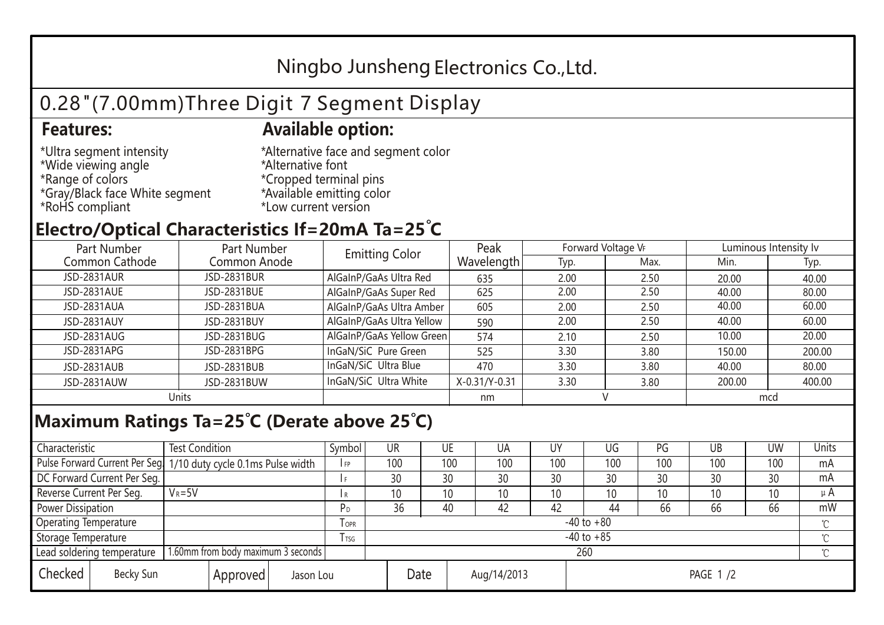# Ningbo Junsheng Electronics Co.,Ltd.

## 0.28"(7.00mm)Three Digit 7 Segment Display

### Features:

*Ultra segment intensity
*Wide viewing angle
*Range of colors
*Gray/Black face White segment
*RoHS compliant

### Available option:

*Alternative face and segment color
*Alternative font
*Cropped terminal pins
*Available emitting color
*Low current version

## Electro/Optical Characteristics If=20mA Ta=25°C

| Part Number Common Cathode | Part Number Common Anode | Emitting Color | Peak Wavelength | Forward Voltage $V_F$ | | Luminous Intensity Iv | |
|---|---|---|---|---|---|---|---|
| | | | | Typ. | Max. | Min. | Typ. |
| JSD-2831AUR | JSD-2831BUR | AlGaInP/GaAs Ultra Red | 635 | 2.00 | 2.50 | 20.00 | 40.00 |
| JSD-2831AUE | JSD-2831BUE | AlGaInP/GaAs Super Red | 625 | 2.00 | 2.50 | 40.00 | 80.00 |
| JSD-2831AUA | JSD-2831BUA | AlGaInP/GaAs Ultra Amber | 605 | 2.00 | 2.50 | 40.00 | 60.00 |
| JSD-2831AUY | JSD-2831BUY | AlGaInP/GaAs Ultra Yellow | 590 | 2.00 | 2.50 | 40.00 | 60.00 |
| JSD-2831AUG | JSD-2831BUG | AlGaInP/GaAs Yellow Green | 574 | 2.10 | 2.50 | 10.00 | 20.00 |
| JSD-2831APG | JSD-2831BPG | InGaN/SiC Pure Green | 525 | 3.30 | 3.80 | 150.00 | 200.00 |
| JSD-2831AUB | JSD-2831BUB | InGaN/SiC Ultra Blue | 470 | 3.30 | 3.80 | 40.00 | 80.00 |
| JSD-2831AUW | JSD-2831BUW | InGaN/SiC Ultra White | X-0.31/Y-0.31 | 3.30 | 3.80 | 200.00 | 400.00 |
| Units | | | nm | V | | mcd | |

## Maximum Ratings Ta=25°C (Derate above 25°C)

| Characteristic | Test Condition | Symbol | UR | UE | UA | UY | UG | PG | UB | UW | Units |
|---|---|---|---|---|---|---|---|---|---|---|---|
| Pulse Forward Current Per Seg. | 1/10 duty cycle 0.1ms Pulse width | $I_{FP}$ | 100 | 100 | 100 | 100 | 100 | 100 | 100 | 100 | mA |
| DC Forward Current Per Seg. | | $I_F$ | 30 | 30 | 30 | 30 | 30 | 30 | 30 | 30 | mA |
| Reverse Current Per Seg. | $V_R$=5V | $I_R$ | 10 | 10 | 10 | 10 | 10 | 10 | 10 | 10 | μA |
| Power Dissipation | | $P_D$ | 36 | 40 | 42 | 42 | 44 | 66 | 66 | 66 | mW |
| Operating Temperature | | $T_{OPR}$ | -40 to +80 | | | | | | | | ℃ |
| Storage Temperature | | $T_{TSG}$ | -40 to +85 | | | | | | | | ℃ |
| Lead soldering temperature | 1.60mm from body maximum 3 seconds | | 260 | | | | | | | | ℃ |

| Checked | Becky Sun | Approved | Jason Lou | Date | Aug/14/2013 |
|---|---|---|---|---|---|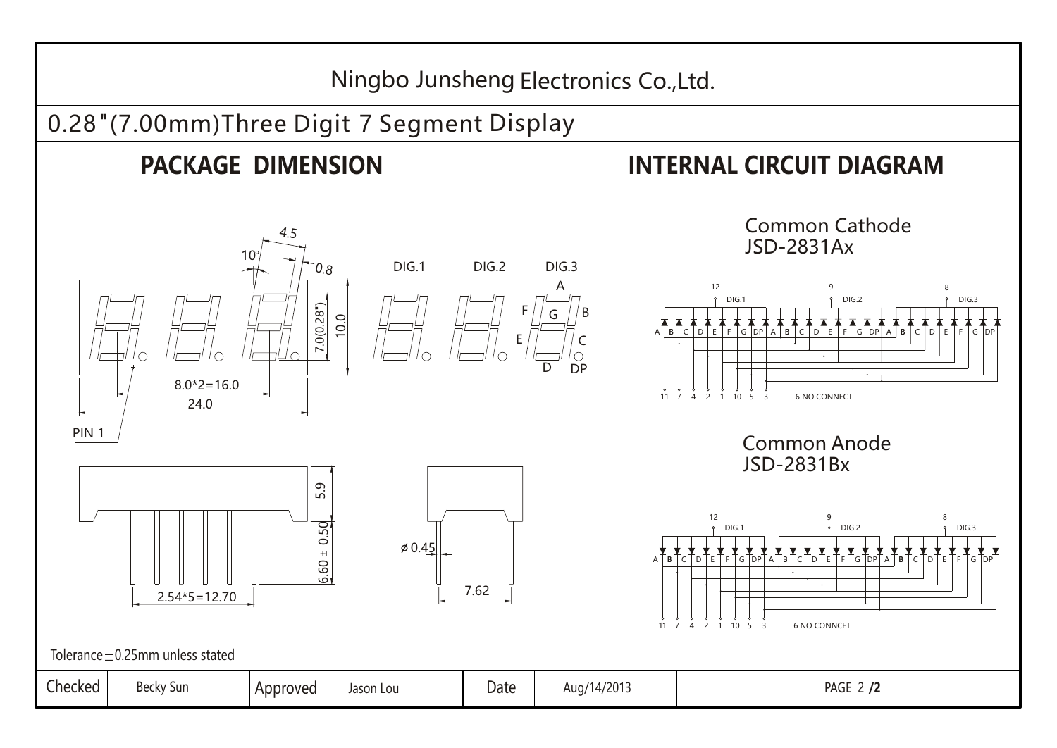Ningbo Junsheng Electronics Co.,Ltd.

## 0.28"(7.00mm)Three Digit 7 Segment Display

## PACKAGE DIMENSION

4.5

10°

0.8

7.0(0.28")

10.0

8.0*2=16.0

24.0

PIN 1

DIG.1 DIG.2 DIG.3

A B C D E F G DP

5.9

6.60 ± 0.50

ϕ0.45

2.54*5=12.70

7.62

Tolerance ± 0.25mm unless stated

## INTERNAL CIRCUIT DIAGRAM

Common Cathode
JSD-2831Ax

12 DIG.1 9 DIG.2 8 DIG.3

A B C D E F G DP A B C D E F G DP A B C D E F G DP

11 7 4 2 1 10 5 3 6 NO CONNECT

Common Anode
JSD-2831Bx

12 DIG.1 9 DIG.2 8 DIG.3

A B C D E F G DP A B C D E F G DP A B C D E F G DP

11 7 4 2 1 10 5 3 6 NO CONNCET

| Checked | Becky Sun | Approved | Jason Lou | Date | Aug/14/2013 |
|---|---|---|---|---|---|